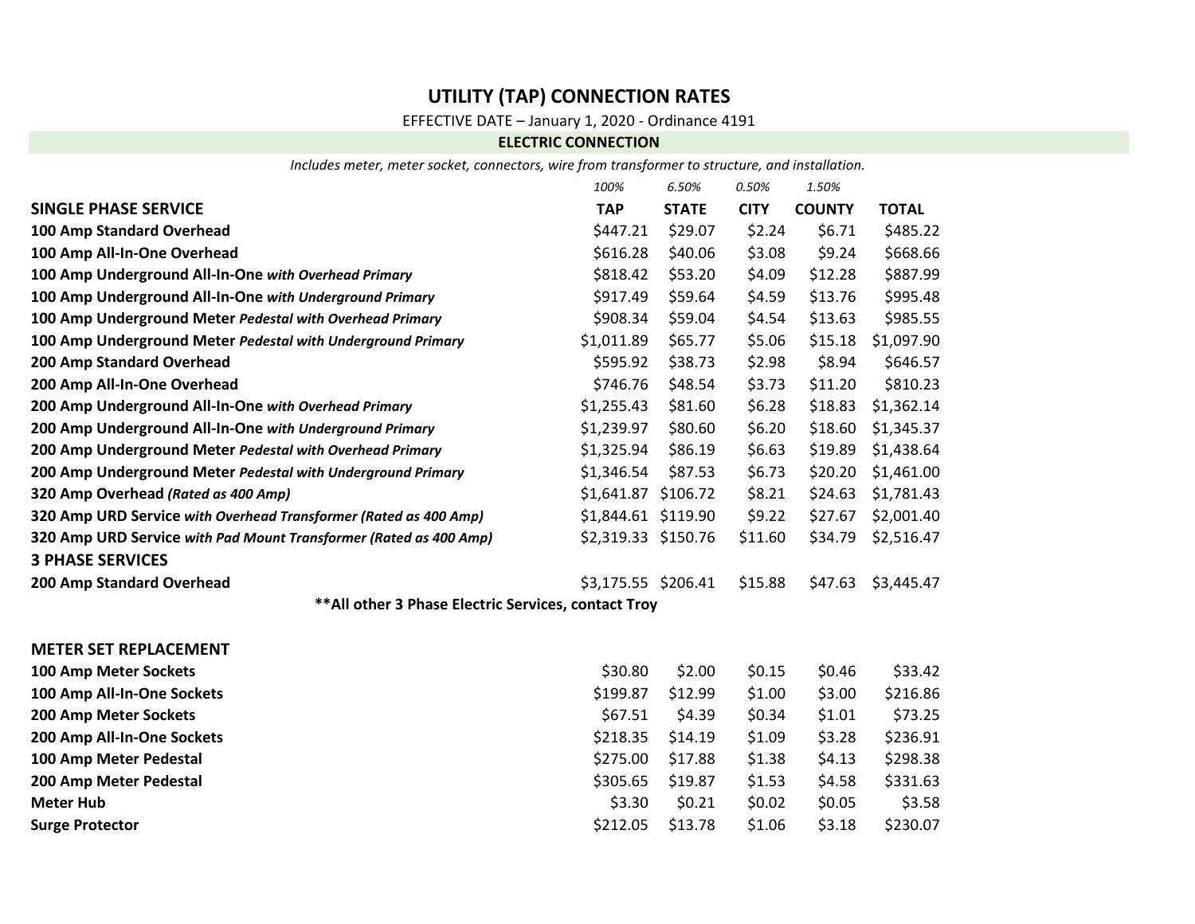# UTILITY (TAP) CONNECTION RATES

EFFECTIVE DATE – January 1, 2020 - Ordinance 4191

## ELECTRIC CONNECTION

*Includes meter, meter socket, connectors, wire from transformer to structure, and installation.*

| | *100%* | *6.50%* | *0.50%* | *1.50%* | |
|---|---|---|---|---|---|
| **SINGLE PHASE SERVICE** | **TAP** | **STATE** | **CITY** | **COUNTY** | **TOTAL** |
| **100 Amp Standard Overhead** | $447.21 | $29.07 | $2.24 | $6.71 | $485.22 |
| **100 Amp All-In-One Overhead** | $616.28 | $40.06 | $3.08 | $9.24 | $668.66 |
| **100 Amp Underground All-In-One** ***with Overhead Primary*** | $818.42 | $53.20 | $4.09 | $12.28 | $887.99 |
| **100 Amp Underground All-In-One** ***with Underground Primary*** | $917.49 | $59.64 | $4.59 | $13.76 | $995.48 |
| **100 Amp Underground Meter** ***Pedestal with Overhead Primary*** | $908.34 | $59.04 | $4.54 | $13.63 | $985.55 |
| **100 Amp Underground Meter** ***Pedestal with Underground Primary*** | $1,011.89 | $65.77 | $5.06 | $15.18 | $1,097.90 |
| **200 Amp Standard Overhead** | $595.92 | $38.73 | $2.98 | $8.94 | $646.57 |
| **200 Amp All-In-One Overhead** | $746.76 | $48.54 | $3.73 | $11.20 | $810.23 |
| **200 Amp Underground All-In-One** ***with Overhead Primary*** | $1,255.43 | $81.60 | $6.28 | $18.83 | $1,362.14 |
| **200 Amp Underground All-In-One** ***with Underground Primary*** | $1,239.97 | $80.60 | $6.20 | $18.60 | $1,345.37 |
| **200 Amp Underground Meter** ***Pedestal with Overhead Primary*** | $1,325.94 | $86.19 | $6.63 | $19.89 | $1,438.64 |
| **200 Amp Underground Meter** ***Pedestal with Underground Primary*** | $1,346.54 | $87.53 | $6.73 | $20.20 | $1,461.00 |
| **320 Amp Overhead** ***(Rated as 400 Amp)*** | $1,641.87 | $106.72 | $8.21 | $24.63 | $1,781.43 |
| **320 Amp URD Service** ***with Overhead Transformer (Rated as 400 Amp)*** | $1,844.61 | $119.90 | $9.22 | $27.67 | $2,001.40 |
| **320 Amp URD Service** ***with Pad Mount Transformer (Rated as 400 Amp)*** | $2,319.33 | $150.76 | $11.60 | $34.79 | $2,516.47 |
| **3 PHASE SERVICES** | | | | | |
| **200 Amp Standard Overhead** | $3,175.55 | $206.41 | $15.88 | $47.63 | $3,445.47 |

**\*\*All other 3 Phase Electric Services, contact Troy**

| **METER SET REPLACEMENT** | | | | | |
|---|---|---|---|---|---|
| **100 Amp Meter Sockets** | $30.80 | $2.00 | $0.15 | $0.46 | $33.42 |
| **100 Amp All-In-One Sockets** | $199.87 | $12.99 | $1.00 | $3.00 | $216.86 |
| **200 Amp Meter Sockets** | $67.51 | $4.39 | $0.34 | $1.01 | $73.25 |
| **200 Amp All-In-One Sockets** | $218.35 | $14.19 | $1.09 | $3.28 | $236.91 |
| **100 Amp Meter Pedestal** | $275.00 | $17.88 | $1.38 | $4.13 | $298.38 |
| **200 Amp Meter Pedestal** | $305.65 | $19.87 | $1.53 | $4.58 | $331.63 |
| **Meter Hub** | $3.30 | $0.21 | $0.02 | $0.05 | $3.58 |
| **Surge Protector** | $212.05 | $13.78 | $1.06 | $3.18 | $230.07 |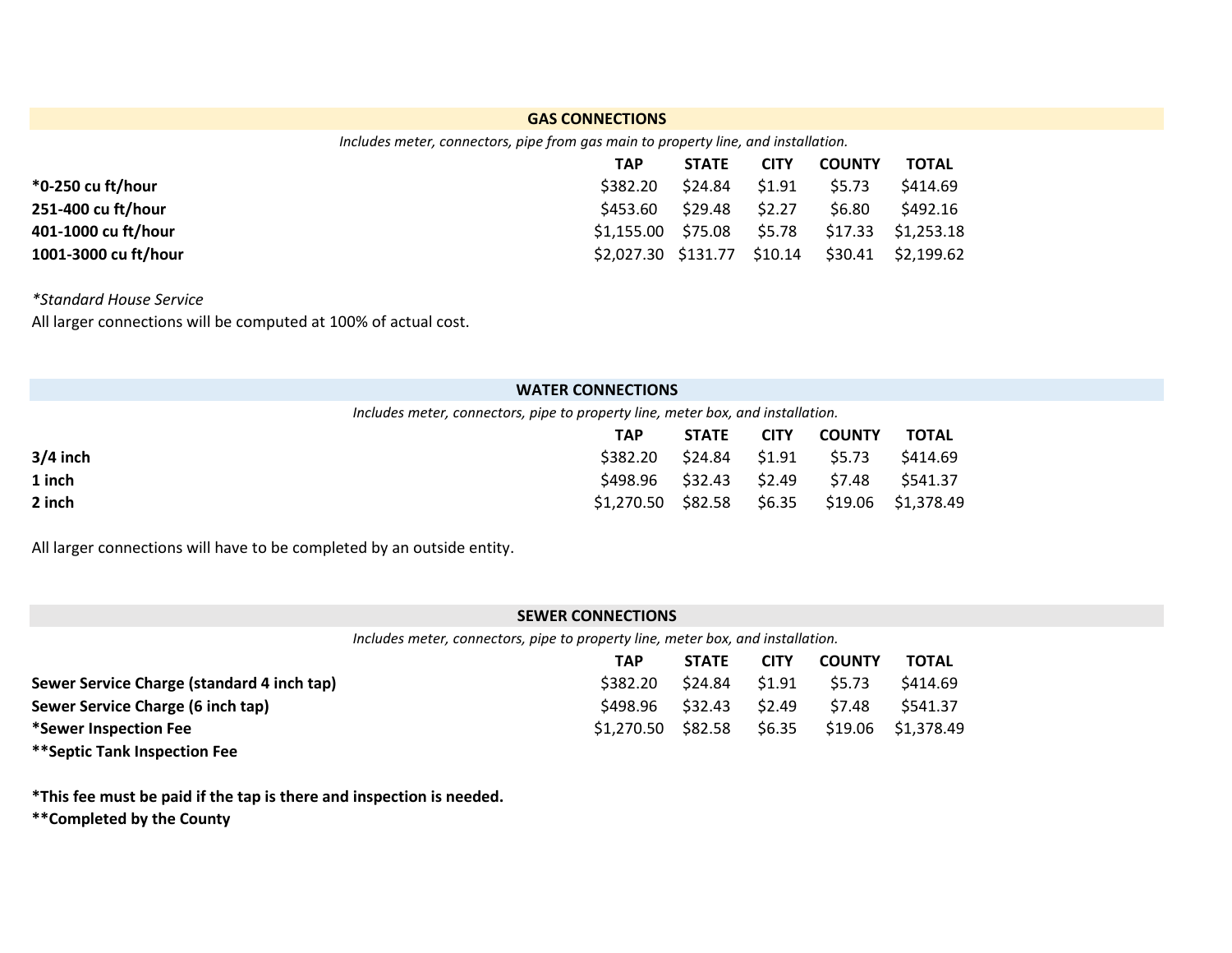## GAS CONNECTIONS

*Includes meter, connectors, pipe from gas main to property line, and installation.*

| | TAP | STATE | CITY | COUNTY | TOTAL |
|---|---|---|---|---|---|
| **\*0-250 cu ft/hour** | $382.20 | $24.84 | $1.91 | $5.73 | $414.69 |
| **251-400 cu ft/hour** | $453.60 | $29.48 | $2.27 | $6.80 | $492.16 |
| **401-1000 cu ft/hour** | $1,155.00 | $75.08 | $5.78 | $17.33 | $1,253.18 |
| **1001-3000 cu ft/hour** | $2,027.30 | $131.77 | $10.14 | $30.41 | $2,199.62 |

*\*Standard House Service*

All larger connections will be computed at 100% of actual cost.

## WATER CONNECTIONS

*Includes meter, connectors, pipe to property line, meter box, and installation.*

| | TAP | STATE | CITY | COUNTY | TOTAL |
|---|---|---|---|---|---|
| **3/4 inch** | $382.20 | $24.84 | $1.91 | $5.73 | $414.69 |
| **1 inch** | $498.96 | $32.43 | $2.49 | $7.48 | $541.37 |
| **2 inch** | $1,270.50 | $82.58 | $6.35 | $19.06 | $1,378.49 |

All larger connections will have to be completed by an outside entity.

## SEWER CONNECTIONS

*Includes meter, connectors, pipe to property line, meter box, and installation.*

| | TAP | STATE | CITY | COUNTY | TOTAL |
|---|---|---|---|---|---|
| **Sewer Service Charge (standard 4 inch tap)** | $382.20 | $24.84 | $1.91 | $5.73 | $414.69 |
| **Sewer Service Charge (6 inch tap)** | $498.96 | $32.43 | $2.49 | $7.48 | $541.37 |
| **\*Sewer Inspection Fee** | $1,270.50 | $82.58 | $6.35 | $19.06 | $1,378.49 |
| **\*\*Septic Tank Inspection Fee** | | | | | |

**\*This fee must be paid if the tap is there and inspection is needed.**

**\*\*Completed by the County**